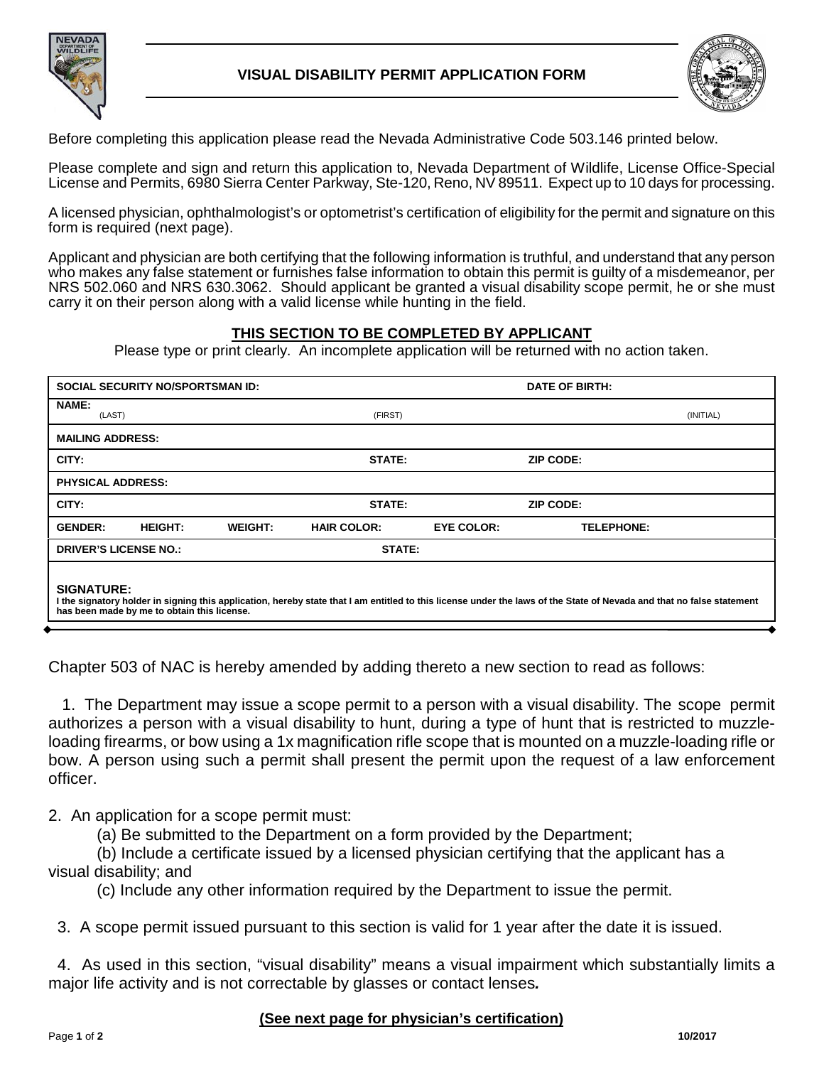# VISUAL DISABILITY PERMIT APPLICATION FORM

Before completing this application please read the Nevada Administrative Code 503.146 printed below.

Please complete and sign and return this application to, Nevada Department of Wildlife, License Office-Special License and Permits, 6980 Sierra Center Parkway, Ste-120, Reno, NV 89511. Expect up to 10 days for processing.

A licensed physician, ophthalmologist's or optometrist's certification of eligibility for the permit and signature on this form is required (next page).

Applicant and physician are both certifying that the following information is truthful, and understand that any person who makes any false statement or furnishes false information to obtain this permit is guilty of a misdemeanor, per NRS 502.060 and NRS 630.3062. Should applicant be granted a visual disability scope permit, he or she must carry it on their person along with a valid license while hunting in the field.

## THIS SECTION TO BE COMPLETED BY APPLICANT

Please type or print clearly. An incomplete application will be returned with no action taken.

| | | | | | |
|---|---|---|---|---|---|
| **SOCIAL SECURITY NO/SPORTSMAN ID:** | | | | **DATE OF BIRTH:** | |
| **NAME:** (LAST) | | (FIRST) | | | (INITIAL) |
| **MAILING ADDRESS:** | | | | | |
| **CITY:** | | **STATE:** | | **ZIP CODE:** | |
| **PHYSICAL ADDRESS:** | | | | | |
| **CITY:** | | **STATE:** | | **ZIP CODE:** | |
| **GENDER:** | **HEIGHT:** | **WEIGHT:** | **HAIR COLOR:** | **EYE COLOR:** | **TELEPHONE:** |
| **DRIVER'S LICENSE NO.:** | | **STATE:** | | | |
| **SIGNATURE:** I the signatory holder in signing this application, hereby state that I am entitled to this license under the laws of the State of Nevada and that no false statement has been made by me to obtain this license. | | | | | |

Chapter 503 of NAC is hereby amended by adding thereto a new section to read as follows:

1. The Department may issue a scope permit to a person with a visual disability. The scope permit authorizes a person with a visual disability to hunt, during a type of hunt that is restricted to muzzle-loading firearms, or bow using a 1x magnification rifle scope that is mounted on a muzzle-loading rifle or bow. A person using such a permit shall present the permit upon the request of a law enforcement officer.

2. An application for a scope permit must:
   - (a) Be submitted to the Department on a form provided by the Department;
   - (b) Include a certificate issued by a licensed physician certifying that the applicant has a visual disability; and
   - (c) Include any other information required by the Department to issue the permit.

3. A scope permit issued pursuant to this section is valid for 1 year after the date it is issued.

4. As used in this section, "visual disability" means a visual impairment which substantially limits a major life activity and is not correctable by glasses or contact lenses.

**(See next page for physician's certification)**

10/2017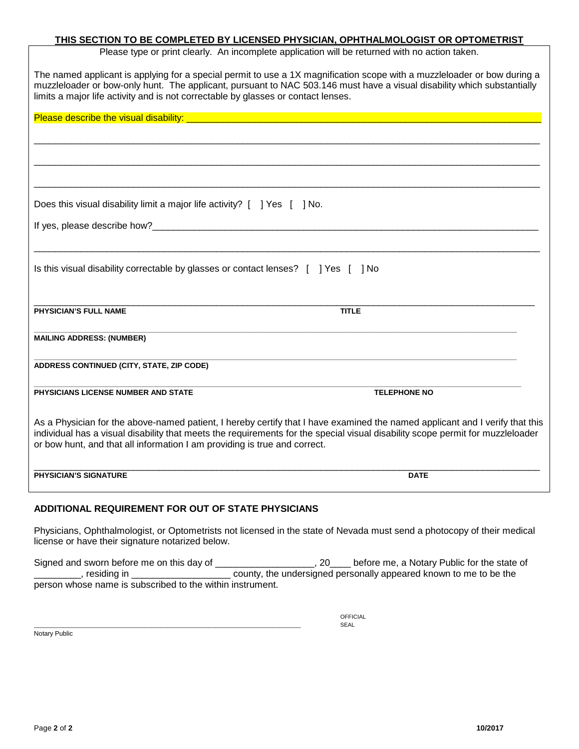**THIS SECTION TO BE COMPLETED BY LICENSED PHYSICIAN, OPHTHALMOLOGIST OR OPTOMETRIST**

Please type or print clearly. An incomplete application will be returned with no action taken.

The named applicant is applying for a special permit to use a 1X magnification scope with a muzzleloader or bow during a muzzleloader or bow-only hunt. The applicant, pursuant to NAC 503.146 must have a visual disability which substantially limits a major life activity and is not correctable by glasses or contact lenses.

Please describe the visual disability: ______________________________________________________________________

______________________________________________________________________________________________

______________________________________________________________________________________________

______________________________________________________________________________________________

Does this visual disability limit a major life activity? [ ] Yes [ ] No.

If yes, please describe how?___________________________________________________________________________

______________________________________________________________________________________________

Is this visual disability correctable by glasses or contact lenses? [ ] Yes [ ] No

______________________________________________________________________________________________

**PHYSICIAN'S FULL NAME** **TITLE**

______________________________________________________________________________________________

**MAILING ADDRESS: (NUMBER)**

______________________________________________________________________________________________

**ADDRESS CONTINUED (CITY, STATE, ZIP CODE)**

______________________________________________________________________________________________

**PHYSICIANS LICENSE NUMBER AND STATE** **TELEPHONE NO**

As a Physician for the above-named patient, I hereby certify that I have examined the named applicant and I verify that this individual has a visual disability that meets the requirements for the special visual disability scope permit for muzzleloader or bow hunt, and that all information I am providing is true and correct.

______________________________________________________________________________________________

**PHYSICIAN'S SIGNATURE** **DATE**

### ADDITIONAL REQUIREMENT FOR OUT OF STATE PHYSICIANS

Physicians, Ophthalmologist, or Optometrists not licensed in the state of Nevada must send a photocopy of their medical license or have their signature notarized below.

Signed and sworn before me on this day of ___________________, 20____ before me, a Notary Public for the state of _________, residing in ___________________ county, the undersigned personally appeared known to me to be the person whose name is subscribed to the within instrument.

_______________________________________________________________ OFFICIAL SEAL

Notary Public

10/2017